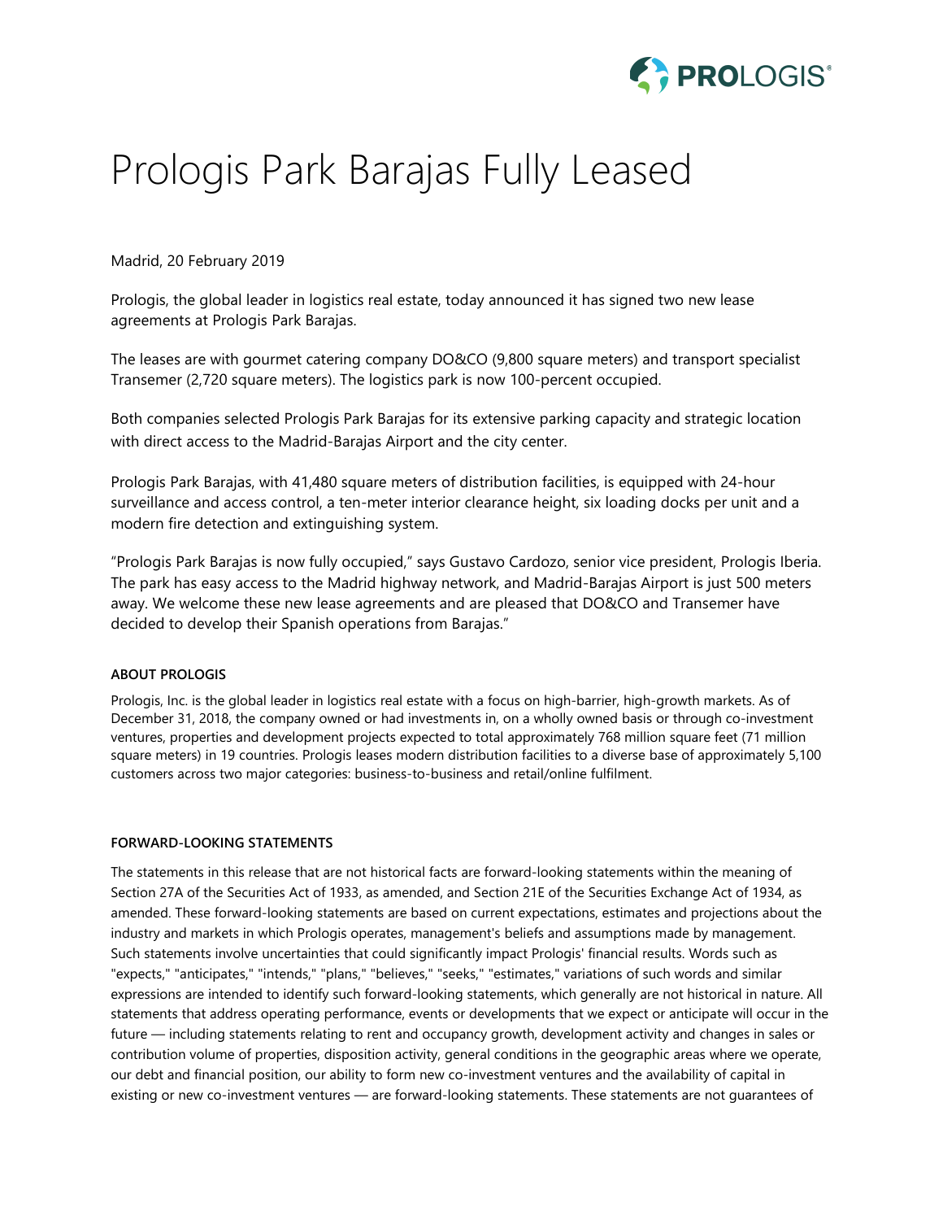# Prologis Park Barajas Fully Leased

Madrid, 20 February 2019

Prologis, the global leader in logistics real estate, today announced it has signed two new lease agreements at Prologis Park Barajas.

The leases are with gourmet catering company DO&CO (9,800 square meters) and transport specialist Transemer (2,720 square meters). The logistics park is now 100-percent occupied.

Both companies selected Prologis Park Barajas for its extensive parking capacity and strategic location with direct access to the Madrid-Barajas Airport and the city center.

Prologis Park Barajas, with 41,480 square meters of distribution facilities, is equipped with 24-hour surveillance and access control, a ten-meter interior clearance height, six loading docks per unit and a modern fire detection and extinguishing system.

"Prologis Park Barajas is now fully occupied," says Gustavo Cardozo, senior vice president, Prologis Iberia. The park has easy access to the Madrid highway network, and Madrid-Barajas Airport is just 500 meters away. We welcome these new lease agreements and are pleased that DO&CO and Transemer have decided to develop their Spanish operations from Barajas."

**ABOUT PROLOGIS**

Prologis, Inc. is the global leader in logistics real estate with a focus on high-barrier, high-growth markets. As of December 31, 2018, the company owned or had investments in, on a wholly owned basis or through co-investment ventures, properties and development projects expected to total approximately 768 million square feet (71 million square meters) in 19 countries. Prologis leases modern distribution facilities to a diverse base of approximately 5,100 customers across two major categories: business-to-business and retail/online fulfilment.

**FORWARD-LOOKING STATEMENTS**

The statements in this release that are not historical facts are forward-looking statements within the meaning of Section 27A of the Securities Act of 1933, as amended, and Section 21E of the Securities Exchange Act of 1934, as amended. These forward-looking statements are based on current expectations, estimates and projections about the industry and markets in which Prologis operates, management's beliefs and assumptions made by management. Such statements involve uncertainties that could significantly impact Prologis' financial results. Words such as "expects," "anticipates," "intends," "plans," "believes," "seeks," "estimates," variations of such words and similar expressions are intended to identify such forward-looking statements, which generally are not historical in nature. All statements that address operating performance, events or developments that we expect or anticipate will occur in the future — including statements relating to rent and occupancy growth, development activity and changes in sales or contribution volume of properties, disposition activity, general conditions in the geographic areas where we operate, our debt and financial position, our ability to form new co-investment ventures and the availability of capital in existing or new co-investment ventures — are forward-looking statements. These statements are not guarantees of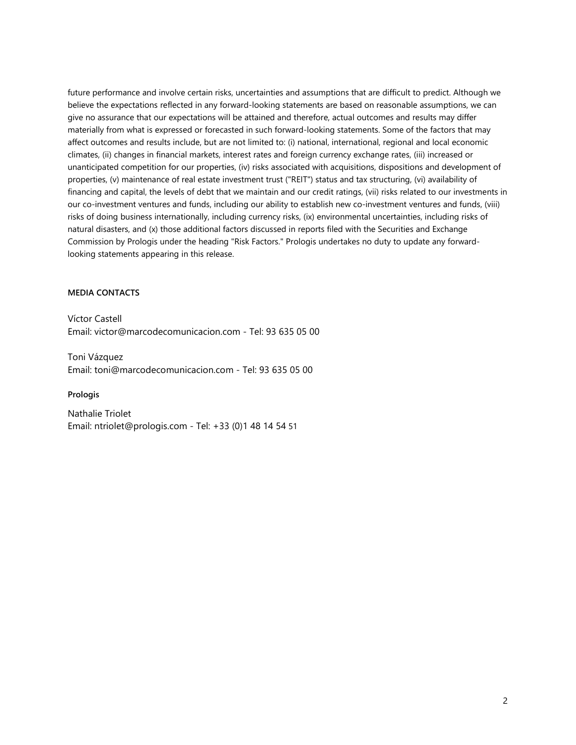future performance and involve certain risks, uncertainties and assumptions that are difficult to predict. Although we believe the expectations reflected in any forward-looking statements are based on reasonable assumptions, we can give no assurance that our expectations will be attained and therefore, actual outcomes and results may differ materially from what is expressed or forecasted in such forward-looking statements. Some of the factors that may affect outcomes and results include, but are not limited to: (i) national, international, regional and local economic climates, (ii) changes in financial markets, interest rates and foreign currency exchange rates, (iii) increased or unanticipated competition for our properties, (iv) risks associated with acquisitions, dispositions and development of properties, (v) maintenance of real estate investment trust ("REIT") status and tax structuring, (vi) availability of financing and capital, the levels of debt that we maintain and our credit ratings, (vii) risks related to our investments in our co-investment ventures and funds, including our ability to establish new co-investment ventures and funds, (viii) risks of doing business internationally, including currency risks, (ix) environmental uncertainties, including risks of natural disasters, and (x) those additional factors discussed in reports filed with the Securities and Exchange Commission by Prologis under the heading "Risk Factors." Prologis undertakes no duty to update any forward-looking statements appearing in this release.

**MEDIA CONTACTS**

Víctor Castell
Email: victor@marcodecomunicacion.com - Tel: 93 635 05 00

Toni Vázquez
Email: toni@marcodecomunicacion.com - Tel: 93 635 05 00

**Prologis**

Nathalie Triolet
Email: ntriolet@prologis.com - Tel: +33 (0)1 48 14 54 51